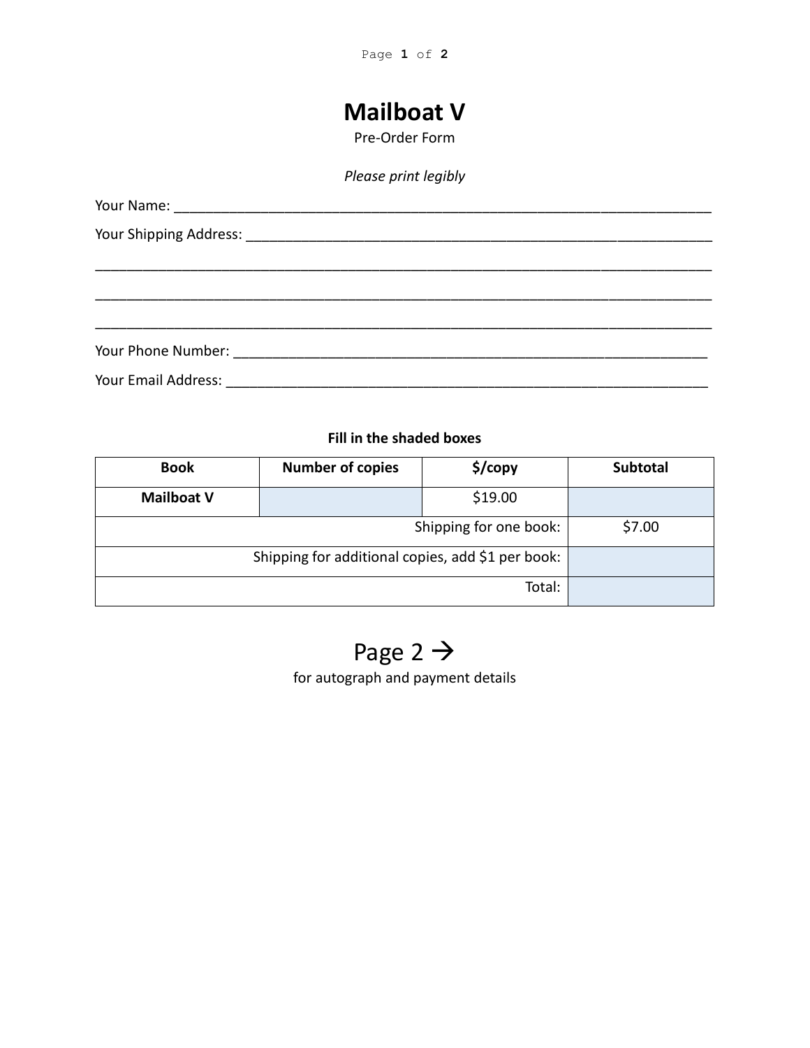# Mailboat V

Pre-Order Form

*Please print legibly*

Your Name: ______________________________________________________________________

Your Shipping Address: ____________________________________________________________

______________________________________________________________________________

______________________________________________________________________________

______________________________________________________________________________

Your Phone Number: _______________________________________________________________

Your Email Address: ________________________________________________________________

**Fill in the shaded boxes**

| Book | Number of copies | $/copy | Subtotal |
|---|---|---|---|
| **Mailboat V** | | $19.00 | |
| | | Shipping for one book: | $7.00 |
| | | Shipping for additional copies, add $1 per book: | |
| | | Total: | |

## Page 2 →

for autograph and payment details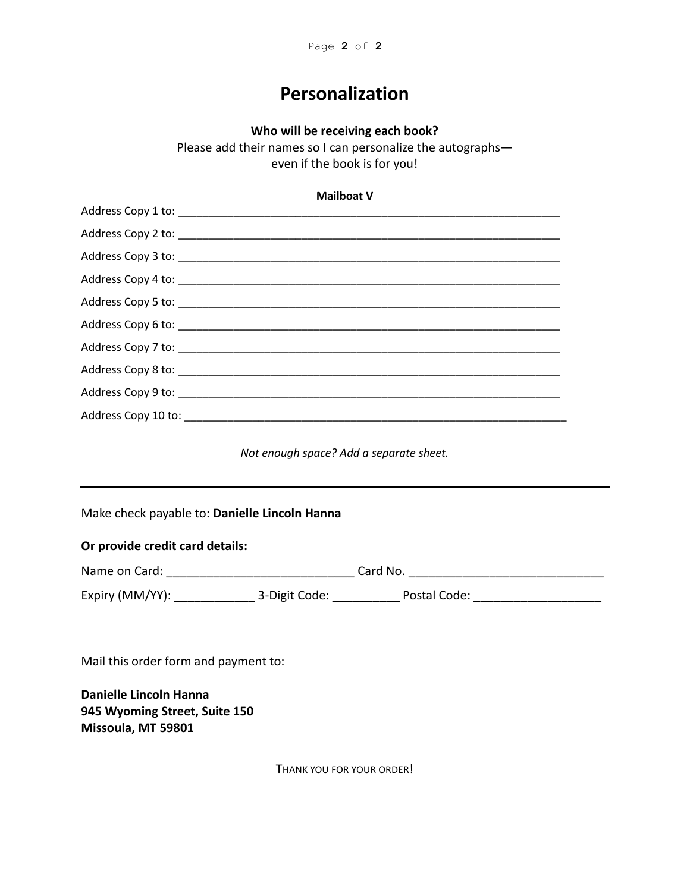# Personalization

**Who will be receiving each book?**

Please add their names so I can personalize the autographs—
even if the book is for you!

**Mailboat V**

Address Copy 1 to: ________________________________________________________________

Address Copy 2 to: ________________________________________________________________

Address Copy 3 to: ________________________________________________________________

Address Copy 4 to: ________________________________________________________________

Address Copy 5 to: ________________________________________________________________

Address Copy 6 to: ________________________________________________________________

Address Copy 7 to: ________________________________________________________________

Address Copy 8 to: ________________________________________________________________

Address Copy 9 to: ________________________________________________________________

Address Copy 10 to: ________________________________________________________________

*Not enough space? Add a separate sheet.*

---

Make check payable to: **Danielle Lincoln Hanna**

**Or provide credit card details:**

Name on Card: ____________________________ Card No. _____________________________

Expiry (MM/YY): ____________ 3-Digit Code: __________ Postal Code: ___________________

Mail this order form and payment to:

**Danielle Lincoln Hanna**
**945 Wyoming Street, Suite 150**
**Missoula, MT 59801**

THANK YOU FOR YOUR ORDER!